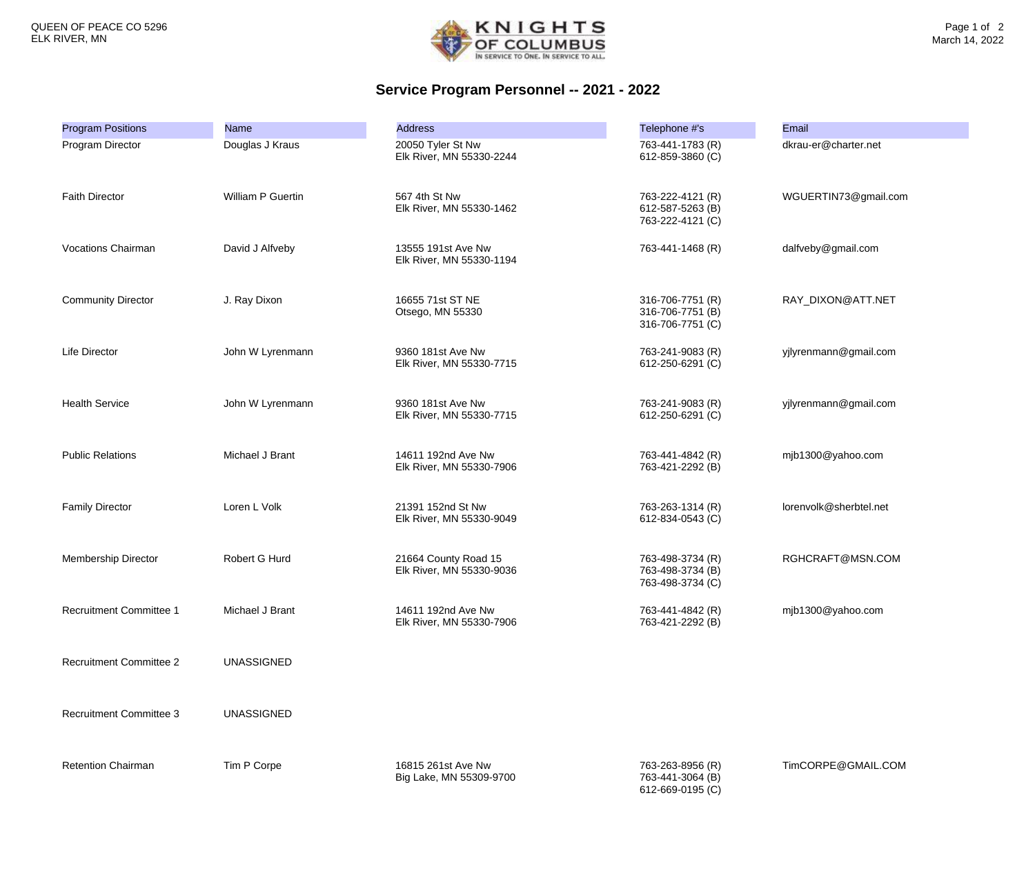QUEEN OF PEACE CO 5296
ELK RIVER, MN

# Service Program Personnel -- 2021 - 2022

| Program Positions | Name | Address | Telephone #'s | Email |
|---|---|---|---|---|
| Program Director | Douglas J Kraus | 20050 Tyler St Nw<br>Elk River, MN 55330-2244 | 763-441-1783 (R)<br>612-859-3860 (C) | dkrau-er@charter.net |
| Faith Director | William P Guertin | 567 4th St Nw<br>Elk River, MN 55330-1462 | 763-222-4121 (R)<br>612-587-5263 (B)<br>763-222-4121 (C) | WGUERTIN73@gmail.com |
| Vocations Chairman | David J Alfveby | 13555 191st Ave Nw<br>Elk River, MN 55330-1194 | 763-441-1468 (R) | dalfveby@gmail.com |
| Community Director | J. Ray Dixon | 16655 71st ST NE<br>Otsego, MN 55330 | 316-706-7751 (R)<br>316-706-7751 (B)<br>316-706-7751 (C) | RAY_DIXON@ATT.NET |
| Life Director | John W Lyrenmann | 9360 181st Ave Nw<br>Elk River, MN 55330-7715 | 763-241-9083 (R)<br>612-250-6291 (C) | yjlyrenmann@gmail.com |
| Health Service | John W Lyrenmann | 9360 181st Ave Nw<br>Elk River, MN 55330-7715 | 763-241-9083 (R)<br>612-250-6291 (C) | yjlyrenmann@gmail.com |
| Public Relations | Michael J Brant | 14611 192nd Ave Nw<br>Elk River, MN 55330-7906 | 763-441-4842 (R)<br>763-421-2292 (B) | mjb1300@yahoo.com |
| Family Director | Loren L Volk | 21391 152nd St Nw<br>Elk River, MN 55330-9049 | 763-263-1314 (R)<br>612-834-0543 (C) | lorenvolk@sherbtel.net |
| Membership Director | Robert G Hurd | 21664 County Road 15<br>Elk River, MN 55330-9036 | 763-498-3734 (R)<br>763-498-3734 (B)<br>763-498-3734 (C) | RGHCRAFT@MSN.COM |
| Recruitment Committee 1 | Michael J Brant | 14611 192nd Ave Nw<br>Elk River, MN 55330-7906 | 763-441-4842 (R)<br>763-421-2292 (B) | mjb1300@yahoo.com |
| Recruitment Committee 2 | UNASSIGNED | | | |
| Recruitment Committee 3 | UNASSIGNED | | | |
| Retention Chairman | Tim P Corpe | 16815 261st Ave Nw<br>Big Lake, MN 55309-9700 | 763-263-8956 (R)<br>763-441-3064 (B)<br>612-669-0195 (C) | TimCORPE@GMAIL.COM |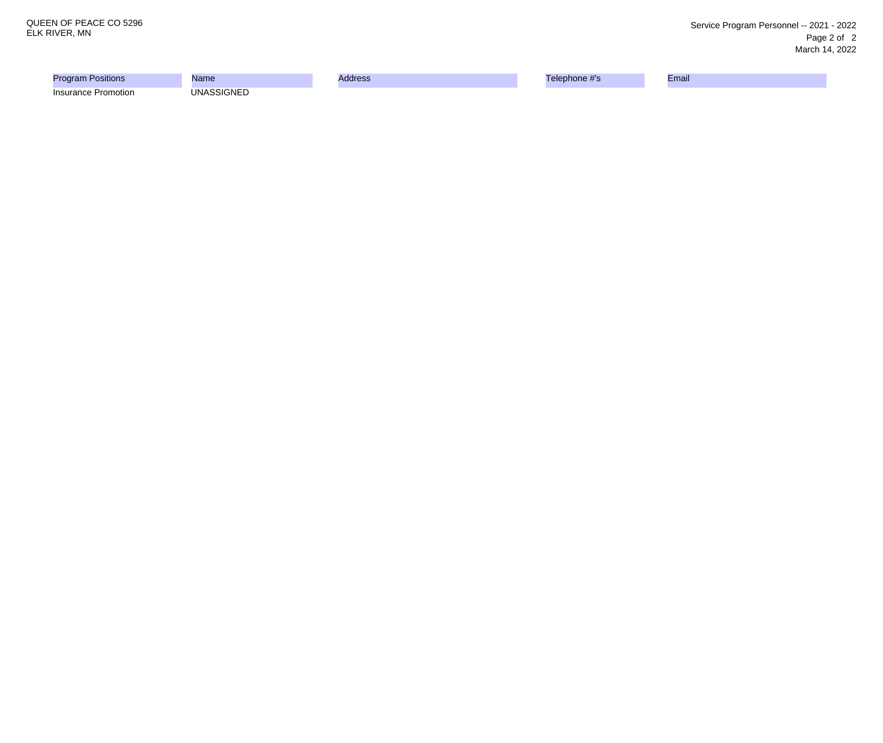QUEEN OF PEACE CO 5296
ELK RIVER, MN

Service Program Personnel -- 2021 - 2022
March 14, 2022

| Program Positions | Name | Address | Telephone #'s | Email |
|---|---|---|---|---|
| Insurance Promotion | UNASSIGNED | | | |